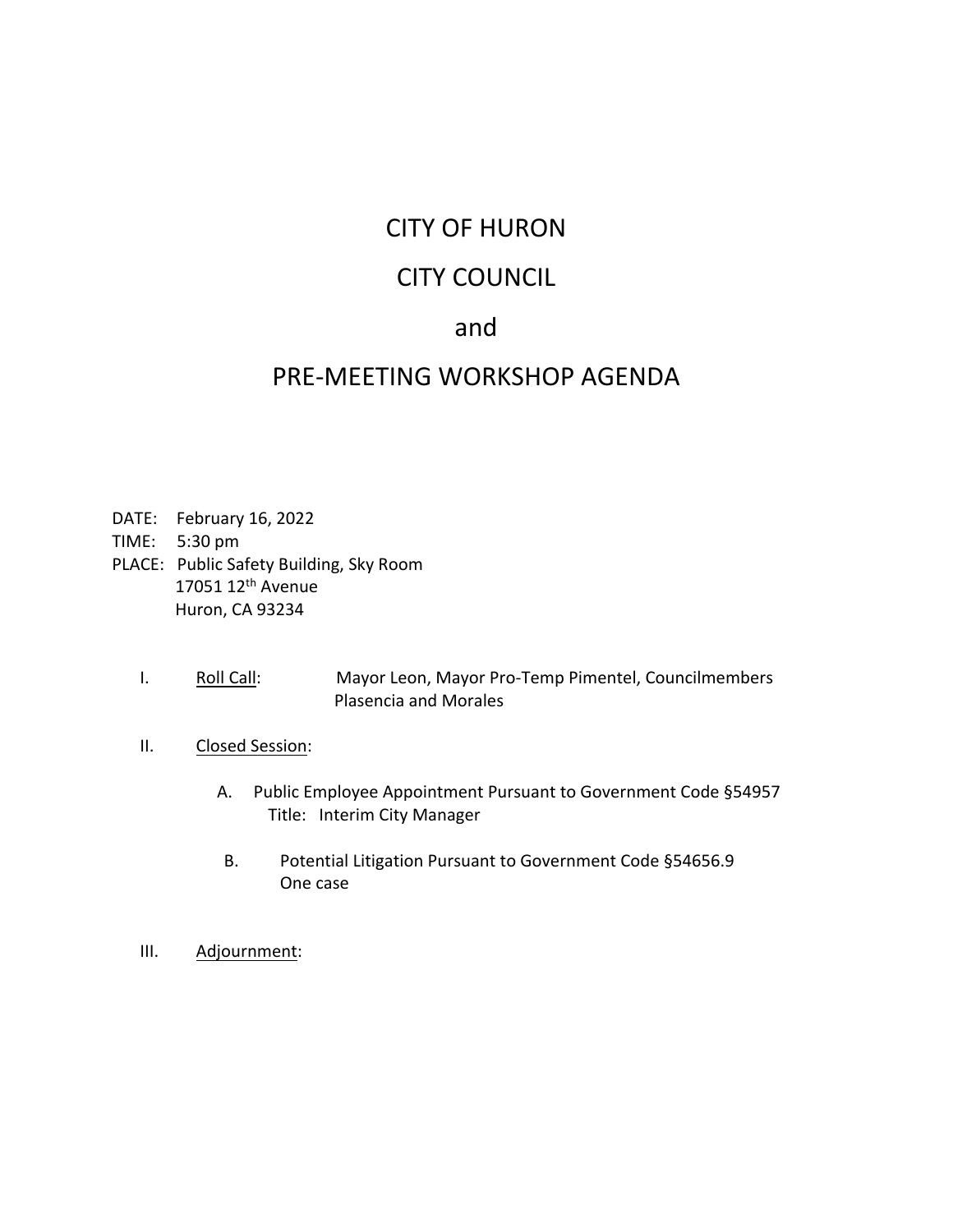# CITY OF HURON

# CITY COUNCIL

# and

# PRE-MEETING WORKSHOP AGENDA

DATE: February 16, 2022
TIME: 5:30 pm
PLACE: Public Safety Building, Sky Room
17051 12th Avenue
Huron, CA 93234

I. Roll Call: Mayor Leon, Mayor Pro-Temp Pimentel, Councilmembers Plasencia and Morales

II. Closed Session:

A. Public Employee Appointment Pursuant to Government Code §54957
Title: Interim City Manager

B. Potential Litigation Pursuant to Government Code §54656.9
One case

III. Adjournment: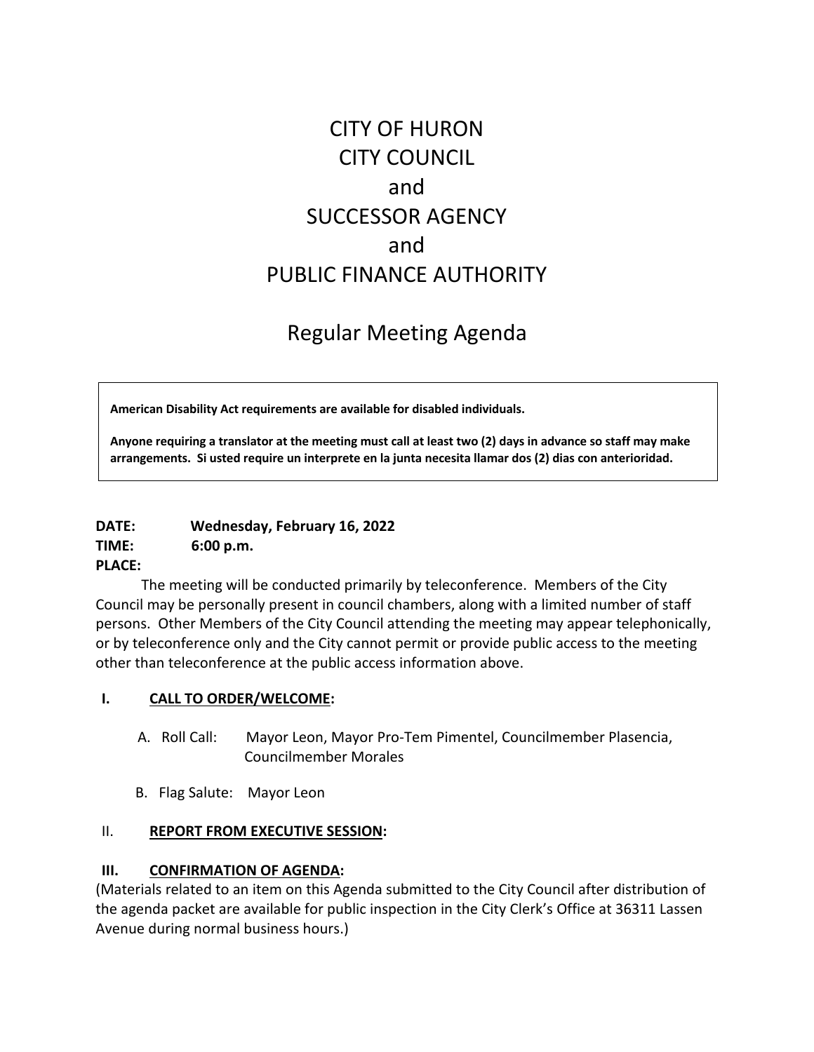# CITY OF HURON
# CITY COUNCIL
# and
# SUCCESSOR AGENCY
# and
# PUBLIC FINANCE AUTHORITY

## Regular Meeting Agenda

> **American Disability Act requirements are available for disabled individuals.**
>
> **Anyone requiring a translator at the meeting must call at least two (2) days in advance so staff may make arrangements. Si usted require un interprete en la junta necesita llamar dos (2) dias con anterioridad.**

**DATE:** **Wednesday, February 16, 2022**
**TIME:** **6:00 p.m.**
**PLACE:**

The meeting will be conducted primarily by teleconference. Members of the City Council may be personally present in council chambers, along with a limited number of staff persons. Other Members of the City Council attending the meeting may appear telephonically, or by teleconference only and the City cannot permit or provide public access to the meeting other than teleconference at the public access information above.

**I. CALL TO ORDER/WELCOME:**

A. Roll Call: Mayor Leon, Mayor Pro-Tem Pimentel, Councilmember Plasencia, Councilmember Morales

B. Flag Salute: Mayor Leon

II. **REPORT FROM EXECUTIVE SESSION:**

**III. CONFIRMATION OF AGENDA:**
(Materials related to an item on this Agenda submitted to the City Council after distribution of the agenda packet are available for public inspection in the City Clerk's Office at 36311 Lassen Avenue during normal business hours.)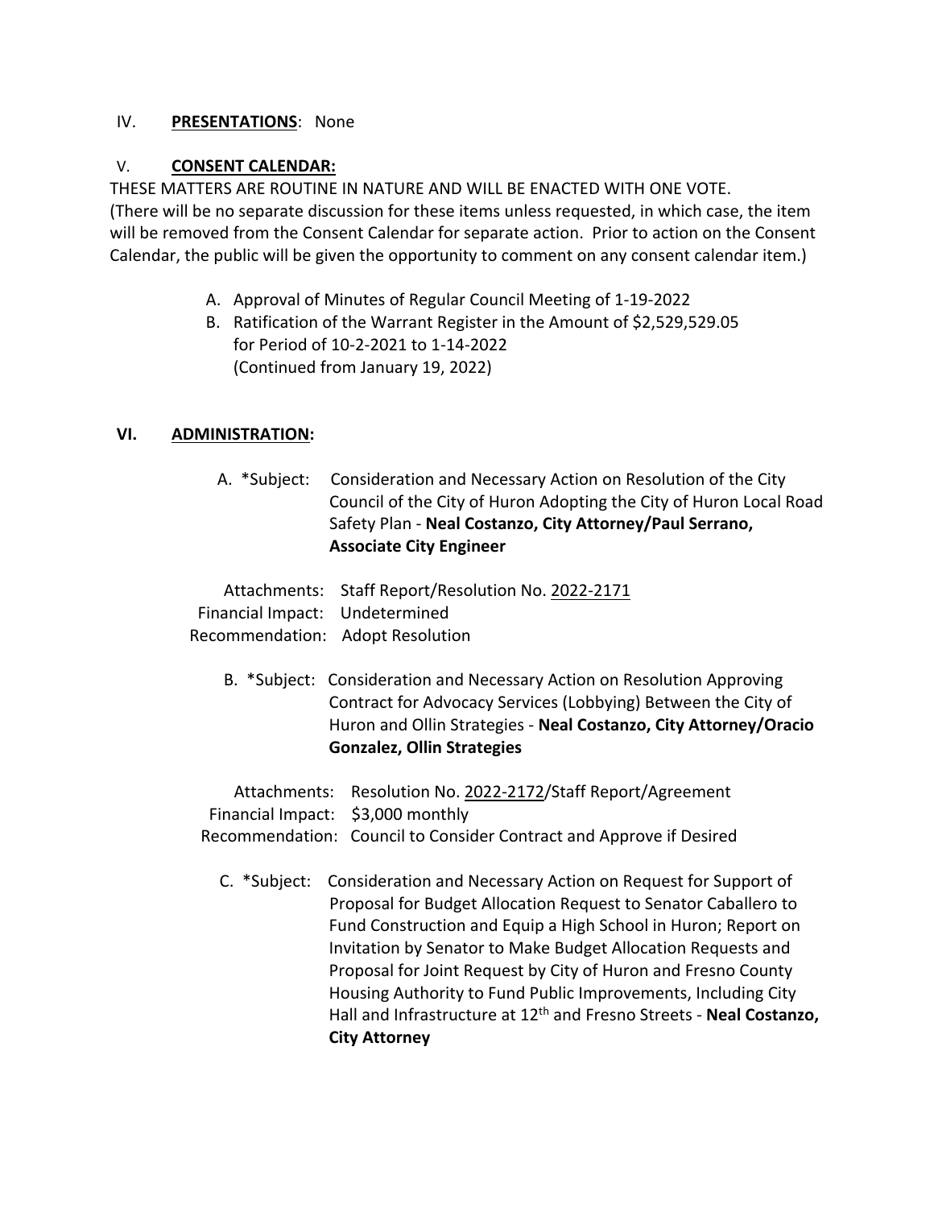IV. **PRESENTATIONS**: None

V. **CONSENT CALENDAR:**

THESE MATTERS ARE ROUTINE IN NATURE AND WILL BE ENACTED WITH ONE VOTE. (There will be no separate discussion for these items unless requested, in which case, the item will be removed from the Consent Calendar for separate action. Prior to action on the Consent Calendar, the public will be given the opportunity to comment on any consent calendar item.)

A. Approval of Minutes of Regular Council Meeting of 1-19-2022

B. Ratification of the Warrant Register in the Amount of $2,529,529.05 for Period of 10-2-2021 to 1-14-2022 (Continued from January 19, 2022)

**VI. ADMINISTRATION:**

A. *Subject: Consideration and Necessary Action on Resolution of the City Council of the City of Huron Adopting the City of Huron Local Road Safety Plan - **Neal Costanzo, City Attorney/Paul Serrano, Associate City Engineer**

Attachments: Staff Report/Resolution No. 2022-2171
Financial Impact: Undetermined
Recommendation: Adopt Resolution

B. *Subject: Consideration and Necessary Action on Resolution Approving Contract for Advocacy Services (Lobbying) Between the City of Huron and Ollin Strategies - **Neal Costanzo, City Attorney/Oracio Gonzalez, Ollin Strategies**

Attachments: Resolution No. 2022-2172/Staff Report/Agreement
Financial Impact: $3,000 monthly
Recommendation: Council to Consider Contract and Approve if Desired

C. *Subject: Consideration and Necessary Action on Request for Support of Proposal for Budget Allocation Request to Senator Caballero to Fund Construction and Equip a High School in Huron; Report on Invitation by Senator to Make Budget Allocation Requests and Proposal for Joint Request by City of Huron and Fresno County Housing Authority to Fund Public Improvements, Including City Hall and Infrastructure at 12th and Fresno Streets - **Neal Costanzo, City Attorney**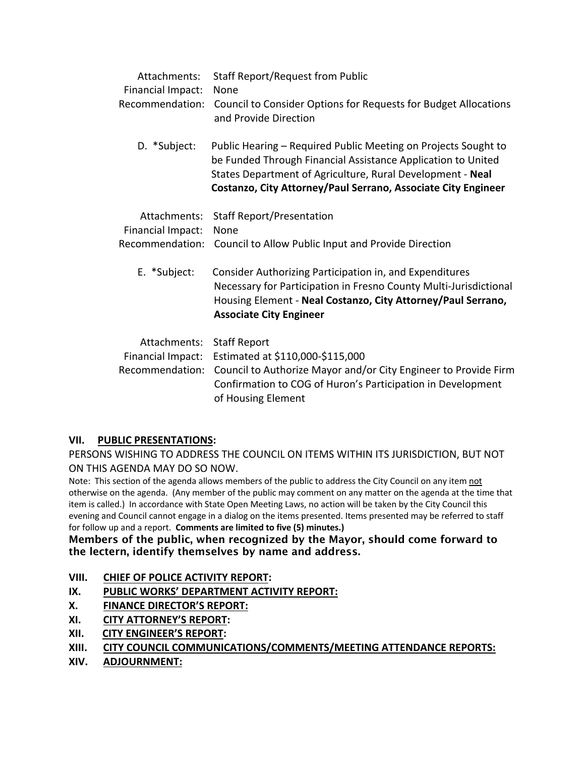Attachments: Staff Report/Request from Public
Financial Impact: None
Recommendation: Council to Consider Options for Requests for Budget Allocations and Provide Direction

D. *Subject: Public Hearing – Required Public Meeting on Projects Sought to be Funded Through Financial Assistance Application to United States Department of Agriculture, Rural Development - **Neal Costanzo, City Attorney/Paul Serrano, Associate City Engineer**

Attachments: Staff Report/Presentation
Financial Impact: None
Recommendation: Council to Allow Public Input and Provide Direction

E. *Subject: Consider Authorizing Participation in, and Expenditures Necessary for Participation in Fresno County Multi-Jurisdictional Housing Element - **Neal Costanzo, City Attorney/Paul Serrano, Associate City Engineer**

Attachments: Staff Report
Financial Impact: Estimated at $110,000-$115,000
Recommendation: Council to Authorize Mayor and/or City Engineer to Provide Firm Confirmation to COG of Huron's Participation in Development of Housing Element

## VII. PUBLIC PRESENTATIONS:

PERSONS WISHING TO ADDRESS THE COUNCIL ON ITEMS WITHIN ITS JURISDICTION, BUT NOT ON THIS AGENDA MAY DO SO NOW.

Note: This section of the agenda allows members of the public to address the City Council on any item not otherwise on the agenda. (Any member of the public may comment on any matter on the agenda at the time that item is called.) In accordance with State Open Meeting Laws, no action will be taken by the City Council this evening and Council cannot engage in a dialog on the items presented. Items presented may be referred to staff for follow up and a report. **Comments are limited to five (5) minutes.)**

**Members of the public, when recognized by the Mayor, should come forward to the lectern, identify themselves by name and address.**

## VIII. CHIEF OF POLICE ACTIVITY REPORT:

## IX. PUBLIC WORKS' DEPARTMENT ACTIVITY REPORT:

## X. FINANCE DIRECTOR'S REPORT:

## XI. CITY ATTORNEY'S REPORT:

## XII. CITY ENGINEER'S REPORT:

## XIII. CITY COUNCIL COMMUNICATIONS/COMMENTS/MEETING ATTENDANCE REPORTS:

## XIV. ADJOURNMENT: